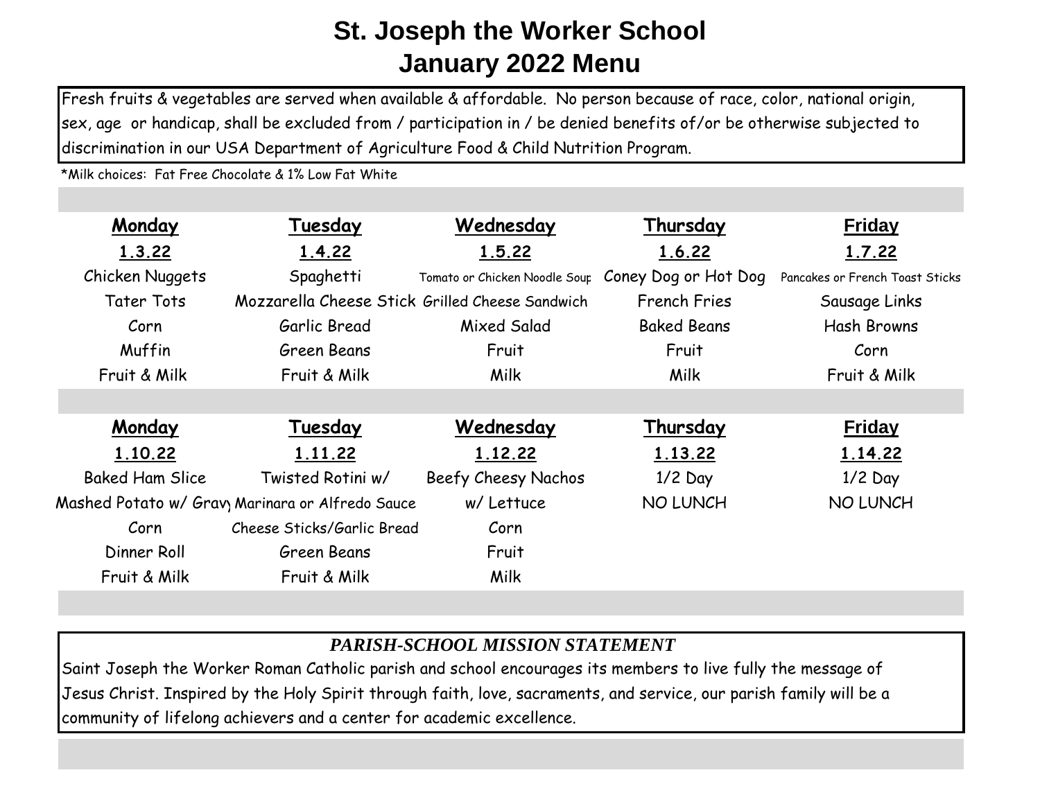# St. Joseph the Worker School
# January 2022 Menu

Fresh fruits & vegetables are served when available & affordable. No person because of race, color, national origin, sex, age or handicap, shall be excluded from / participation in / be denied benefits of/or be otherwise subjected to discrimination in our USA Department of Agriculture Food & Child Nutrition Program.

*Milk choices: Fat Free Chocolate & 1% Low Fat White

| **Monday** | **Tuesday** | **Wednesday** | **Thursday** | **Friday** |
|---|---|---|---|---|
| **1.3.22** | **1.4.22** | **1.5.22** | **1.6.22** | **1.7.22** |
| Chicken Nuggets | Spaghetti | Tomato or Chicken Noodle Soup | Coney Dog or Hot Dog | Pancakes or French Toast Sticks |
| Tater Tots | Mozzarella Cheese Stick | Grilled Cheese Sandwich | French Fries | Sausage Links |
| Corn | Garlic Bread | Mixed Salad | Baked Beans | Hash Browns |
| Muffin | Green Beans | Fruit | Fruit | Corn |
| Fruit & Milk | Fruit & Milk | Milk | Milk | Fruit & Milk |

| **Monday** | **Tuesday** | **Wednesday** | **Thursday** | **Friday** |
|---|---|---|---|---|
| **1.10.22** | **1.11.22** | **1.12.22** | **1.13.22** | **1.14.22** |
| Baked Ham Slice | Twisted Rotini w/ | Beefy Cheesy Nachos | 1/2 Day | 1/2 Day |
| Mashed Potato w/ Gravy | Marinara or Alfredo Sauce | w/ Lettuce | NO LUNCH | NO LUNCH |
| Corn | Cheese Sticks/Garlic Bread | Corn | | |
| Dinner Roll | Green Beans | Fruit | | |
| Fruit & Milk | Fruit & Milk | Milk | | |

***PARISH-SCHOOL MISSION STATEMENT***

Saint Joseph the Worker Roman Catholic parish and school encourages its members to live fully the message of Jesus Christ. Inspired by the Holy Spirit through faith, love, sacraments, and service, our parish family will be a community of lifelong achievers and a center for academic excellence.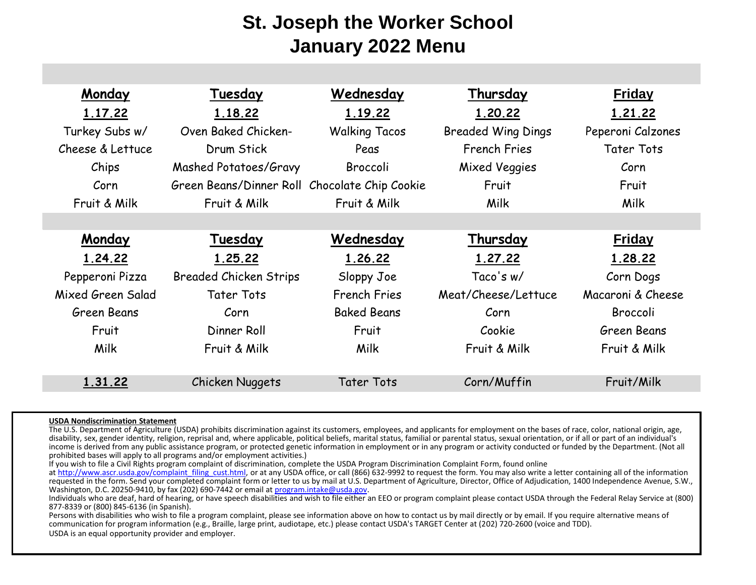# St. Joseph the Worker School
# January 2022 Menu

| Monday | Tuesday | Wednesday | Thursday | Friday |
|---|---|---|---|---|
| **1.17.22** | **1.18.22** | **1.19.22** | **1.20.22** | **1.21.22** |
| Turkey Subs w/ Cheese & Lettuce<br>Chips<br>Corn<br>Fruit & Milk | Oven Baked Chicken-Drum Stick<br>Mashed Potatoes/Gravy<br>Green Beans/Dinner Roll<br>Fruit & Milk | Walking Tacos<br>Peas<br>Broccoli<br>Chocolate Chip Cookie<br>Fruit & Milk | Breaded Wing Dings<br>French Fries<br>Mixed Veggies<br>Fruit<br>Milk | Peperoni Calzones<br>Tater Tots<br>Corn<br>Fruit<br>Milk |
| **Monday** | **Tuesday** | **Wednesday** | **Thursday** | **Friday** |
| **1.24.22** | **1.25.22** | **1.26.22** | **1.27.22** | **1.28.22** |
| Pepperoni Pizza<br>Mixed Green Salad<br>Green Beans<br>Fruit<br>Milk | Breaded Chicken Strips<br>Tater Tots<br>Corn<br>Dinner Roll<br>Fruit & Milk | Sloppy Joe<br>French Fries<br>Baked Beans<br>Fruit<br>Milk | Taco's w/ Meat/Cheese/Lettuce<br>Corn<br>Cookie<br>Fruit & Milk | Corn Dogs<br>Macaroni & Cheese<br>Broccoli<br>Green Beans<br>Fruit & Milk |
| **1.31.22** | Chicken Nuggets | Tater Tots | Corn/Muffin | Fruit/Milk |

**USDA Nondiscrimination Statement**

The U.S. Department of Agriculture (USDA) prohibits discrimination against its customers, employees, and applicants for employment on the bases of race, color, national origin, age, disability, sex, gender identity, religion, reprisal and, where applicable, political beliefs, marital status, familial or parental status, sexual orientation, or if all or part of an individual's income is derived from any public assistance program, or protected genetic information in employment or in any program or activity conducted or funded by the Department. (Not all prohibited bases will apply to all programs and/or employment activities.)

If you wish to file a Civil Rights program complaint of discrimination, complete the USDA Program Discrimination Complaint Form, found online at http://www.ascr.usda.gov/complaint_filing_cust.html, or at any USDA office, or call (866) 632-9992 to request the form. You may also write a letter containing all of the information requested in the form. Send your completed complaint form or letter to us by mail at U.S. Department of Agriculture, Director, Office of Adjudication, 1400 Independence Avenue, S.W., Washington, D.C. 20250-9410, by fax (202) 690-7442 or email at program.intake@usda.gov.

Individuals who are deaf, hard of hearing, or have speech disabilities and wish to file either an EEO or program complaint please contact USDA through the Federal Relay Service at (800) 877-8339 or (800) 845-6136 (in Spanish).

Persons with disabilities who wish to file a program complaint, please see information above on how to contact us by mail directly or by email. If you require alternative means of communication for program information (e.g., Braille, large print, audiotape, etc.) please contact USDA's TARGET Center at (202) 720-2600 (voice and TDD).

USDA is an equal opportunity provider and employer.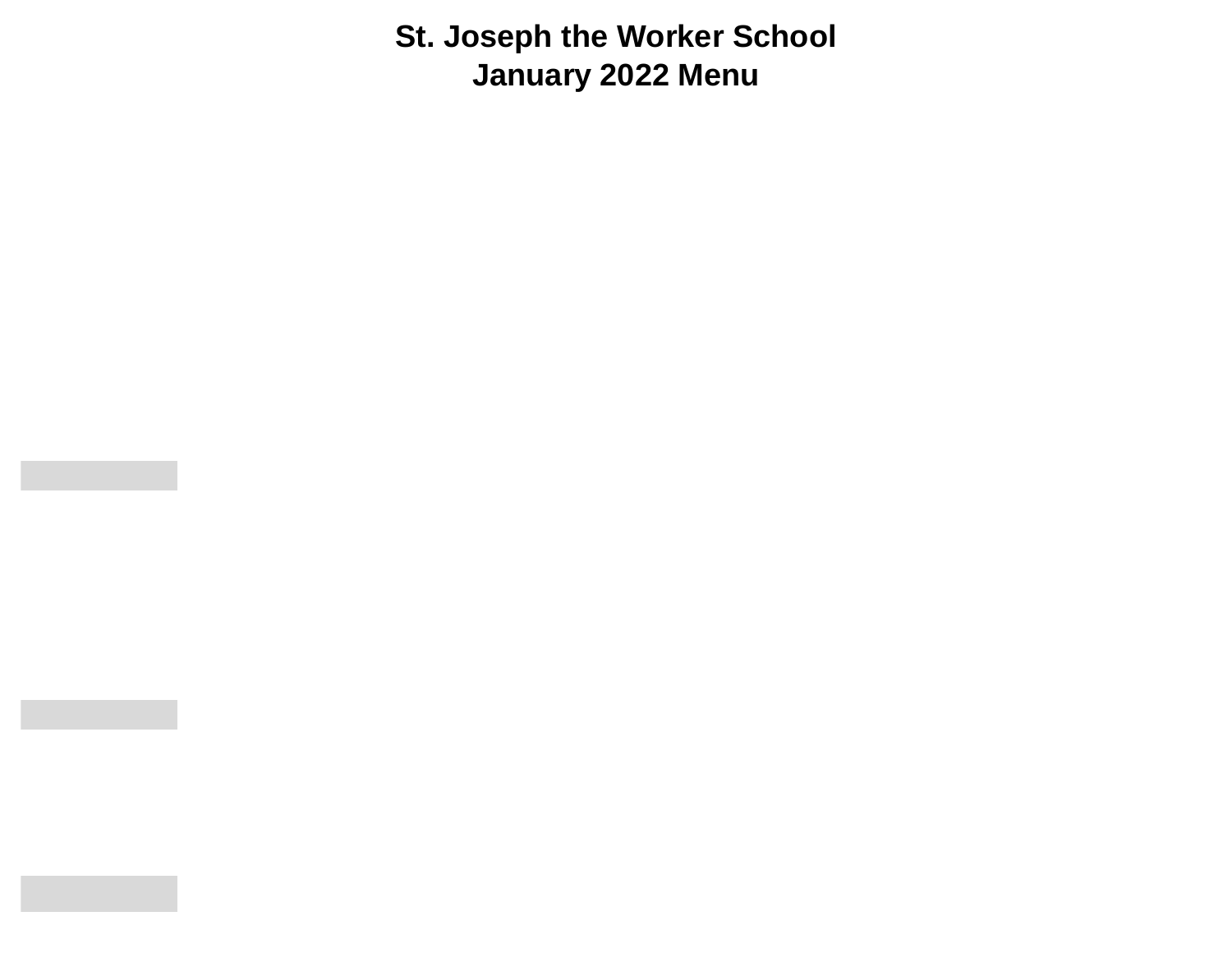# St. Joseph the Worker School
# January 2022 Menu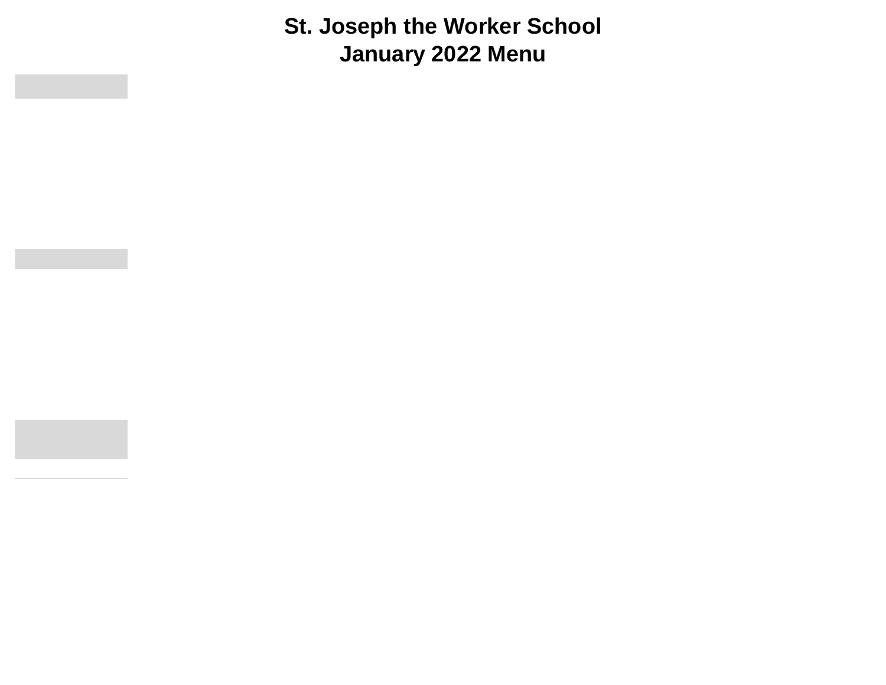# St. Joseph the Worker School
# January 2022 Menu